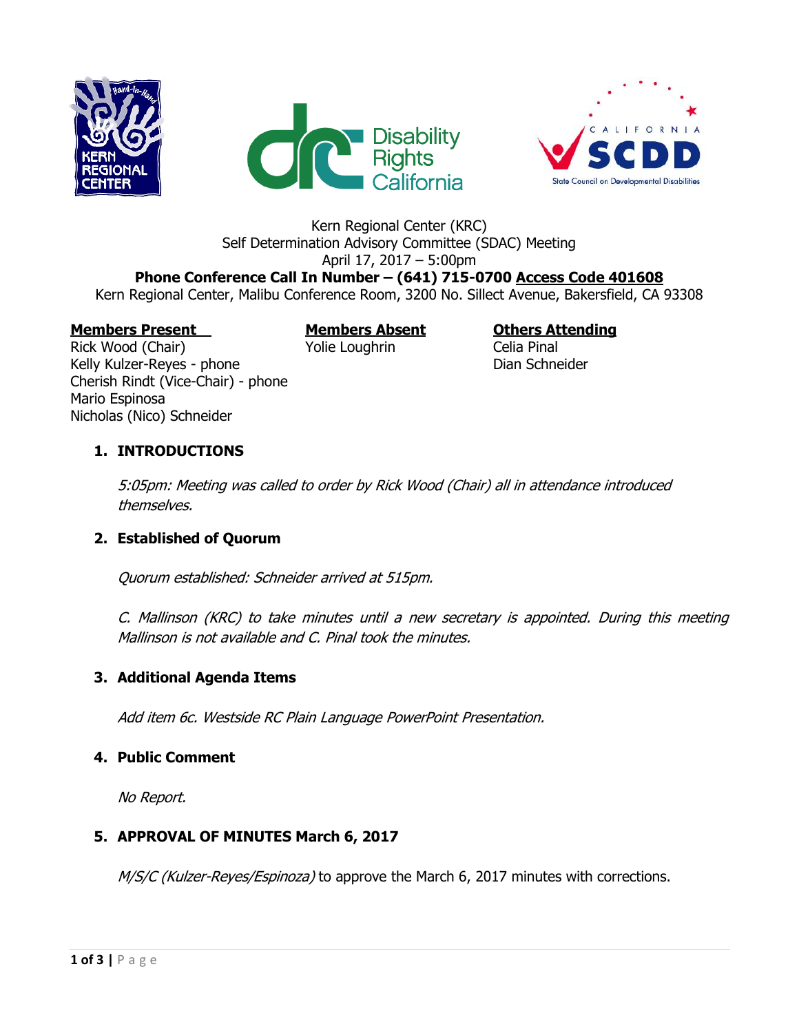Kern Regional Center (KRC)
Self Determination Advisory Committee (SDAC) Meeting
April 17, 2017 – 5:00pm

**Phone Conference Call In Number – (641) 715-0700 Access Code 401608**

Kern Regional Center, Malibu Conference Room, 3200 No. Sillect Avenue, Bakersfield, CA 93308

| **Members Present** | **Members Absent** | **Others Attending** |
|---|---|---|
| Rick Wood (Chair) | Yolie Loughrin | Celia Pinal |
| Kelly Kulzer-Reyes - phone | | Dian Schneider |
| Cherish Rindt (Vice-Chair) - phone | | |
| Mario Espinosa | | |
| Nicholas (Nico) Schneider | | |

## 1. INTRODUCTIONS

*5:05pm: Meeting was called to order by Rick Wood (Chair) all in attendance introduced themselves.*

## 2. Established of Quorum

*Quorum established: Schneider arrived at 515pm.*

*C. Mallinson (KRC) to take minutes until a new secretary is appointed. During this meeting Mallinson is not available and C. Pinal took the minutes.*

## 3. Additional Agenda Items

*Add item 6c. Westside RC Plain Language PowerPoint Presentation.*

## 4. Public Comment

*No Report.*

## 5. APPROVAL OF MINUTES March 6, 2017

*M/S/C (Kulzer-Reyes/Espinoza)* to approve the March 6, 2017 minutes with corrections.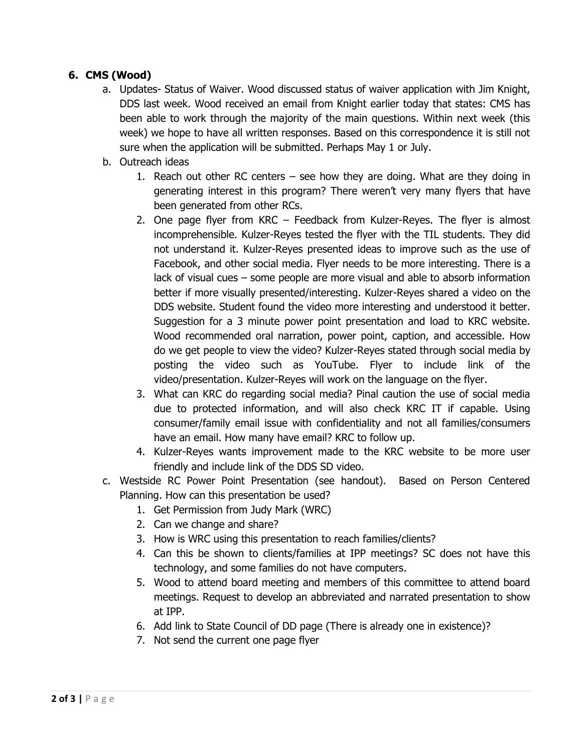6. **CMS (Wood)**
   a. Updates- Status of Waiver. Wood discussed status of waiver application with Jim Knight, DDS last week. Wood received an email from Knight earlier today that states: CMS has been able to work through the majority of the main questions. Within next week (this week) we hope to have all written responses. Based on this correspondence it is still not sure when the application will be submitted. Perhaps May 1 or July.
   b. Outreach ideas
      1. Reach out other RC centers – see how they are doing. What are they doing in generating interest in this program? There weren't very many flyers that have been generated from other RCs.
      2. One page flyer from KRC – Feedback from Kulzer-Reyes. The flyer is almost incomprehensible. Kulzer-Reyes tested the flyer with the TIL students. They did not understand it. Kulzer-Reyes presented ideas to improve such as the use of Facebook, and other social media. Flyer needs to be more interesting. There is a lack of visual cues – some people are more visual and able to absorb information better if more visually presented/interesting. Kulzer-Reyes shared a video on the DDS website. Student found the video more interesting and understood it better. Suggestion for a 3 minute power point presentation and load to KRC website. Wood recommended oral narration, power point, caption, and accessible. How do we get people to view the video? Kulzer-Reyes stated through social media by posting the video such as YouTube. Flyer to include link of the video/presentation. Kulzer-Reyes will work on the language on the flyer.
      3. What can KRC do regarding social media? Pinal caution the use of social media due to protected information, and will also check KRC IT if capable. Using consumer/family email issue with confidentiality and not all families/consumers have an email. How many have email? KRC to follow up.
      4. Kulzer-Reyes wants improvement made to the KRC website to be more user friendly and include link of the DDS SD video.
   c. Westside RC Power Point Presentation (see handout). Based on Person Centered Planning. How can this presentation be used?
      1. Get Permission from Judy Mark (WRC)
      2. Can we change and share?
      3. How is WRC using this presentation to reach families/clients?
      4. Can this be shown to clients/families at IPP meetings? SC does not have this technology, and some families do not have computers.
      5. Wood to attend board meeting and members of this committee to attend board meetings. Request to develop an abbreviated and narrated presentation to show at IPP.
      6. Add link to State Council of DD page (There is already one in existence)?
      7. Not send the current one page flyer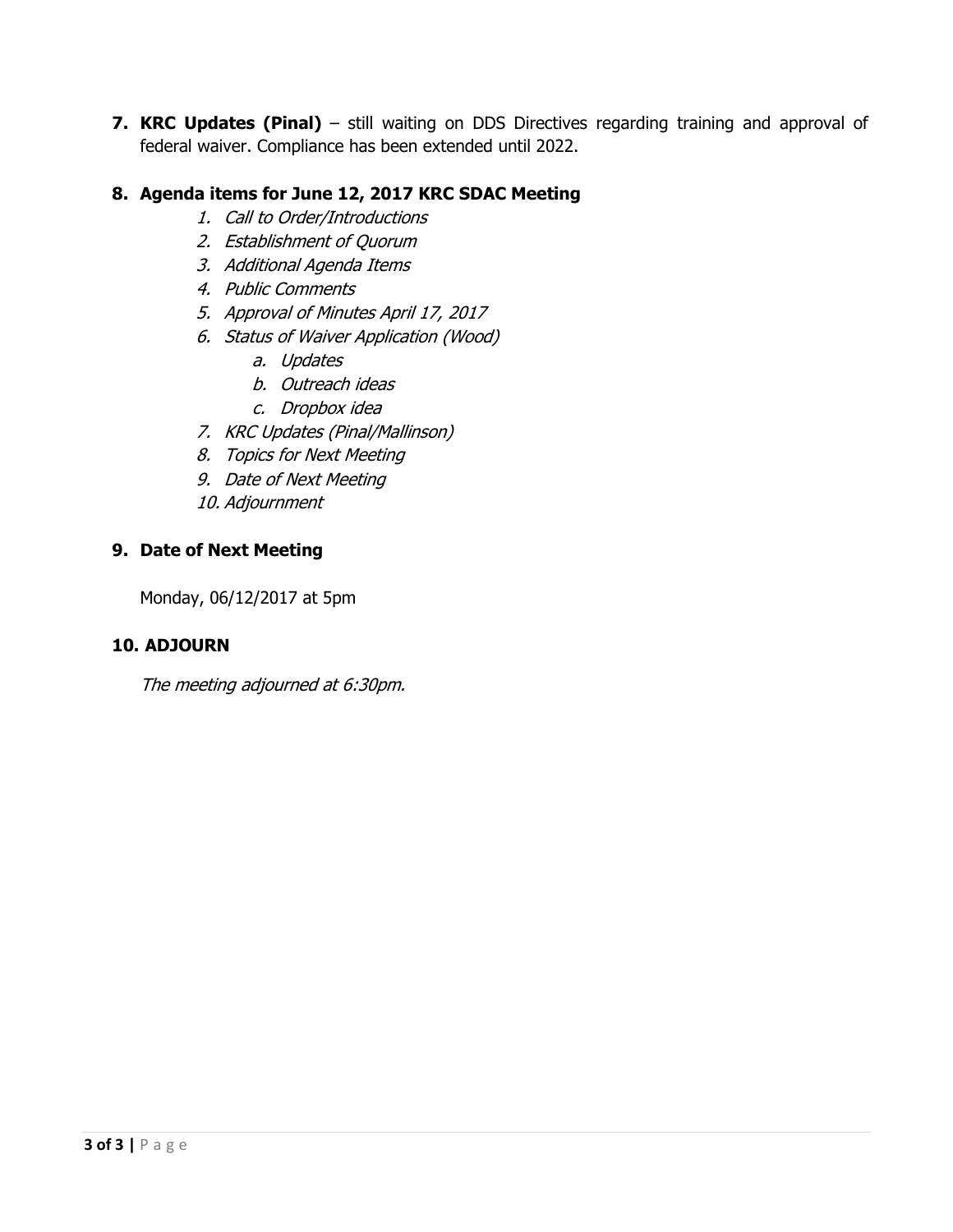7. **KRC Updates (Pinal)** – still waiting on DDS Directives regarding training and approval of federal waiver. Compliance has been extended until 2022.

8. **Agenda items for June 12, 2017 KRC SDAC Meeting**
    1. *Call to Order/Introductions*
    2. *Establishment of Quorum*
    3. *Additional Agenda Items*
    4. *Public Comments*
    5. *Approval of Minutes April 17, 2017*
    6. *Status of Waiver Application (Wood)*
        a. *Updates*
        b. *Outreach ideas*
        c. *Dropbox idea*
    7. *KRC Updates (Pinal/Mallinson)*
    8. *Topics for Next Meeting*
    9. *Date of Next Meeting*
    10. *Adjournment*

9. **Date of Next Meeting**

   Monday, 06/12/2017 at 5pm

10. **ADJOURN**

   *The meeting adjourned at 6:30pm.*